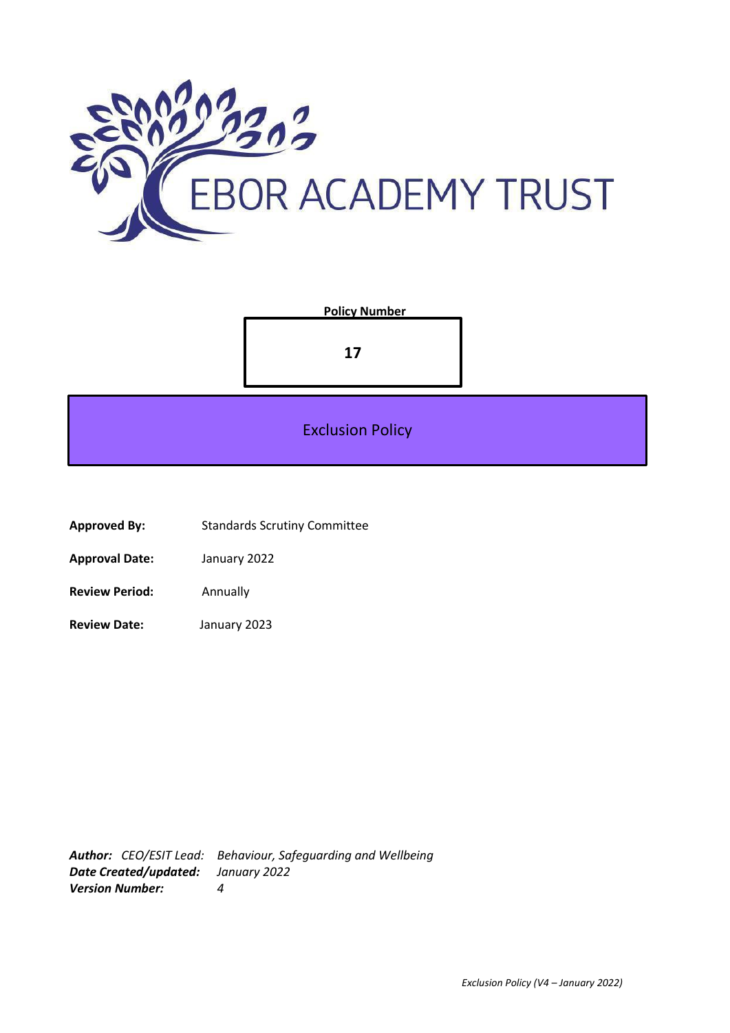EBOR ACADEMY TRUST

**Policy Number**

**17**

# Exclusion Policy

**Approved By:** Standards Scrutiny Committee

**Approval Date:** January 2022

**Review Period:** Annually

**Review Date:** January 2023

***Author:*** *CEO/ESIT Lead: Behaviour, Safeguarding and Wellbeing*
***Date Created/updated:*** *January 2022*
***Version Number:*** *4*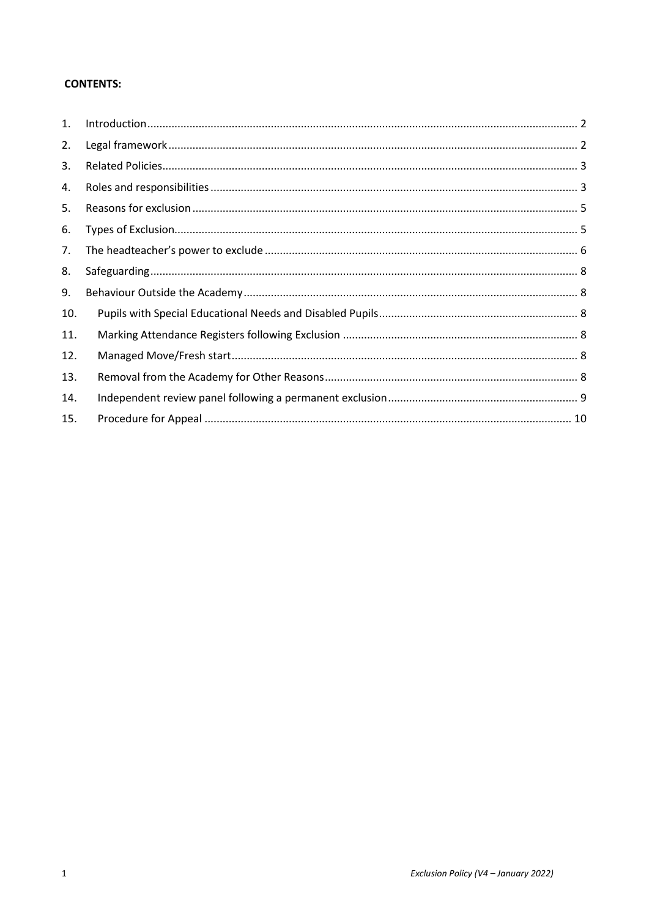**CONTENTS:**

1. Introduction .......... 2
2. Legal framework .......... 2
3. Related Policies .......... 3
4. Roles and responsibilities .......... 3
5. Reasons for exclusion .......... 5
6. Types of Exclusion .......... 5
7. The headteacher's power to exclude .......... 6
8. Safeguarding .......... 8
9. Behaviour Outside the Academy .......... 8
10. Pupils with Special Educational Needs and Disabled Pupils .......... 8
11. Marking Attendance Registers following Exclusion .......... 8
12. Managed Move/Fresh start .......... 8
13. Removal from the Academy for Other Reasons .......... 8
14. Independent review panel following a permanent exclusion .......... 9
15. Procedure for Appeal .......... 10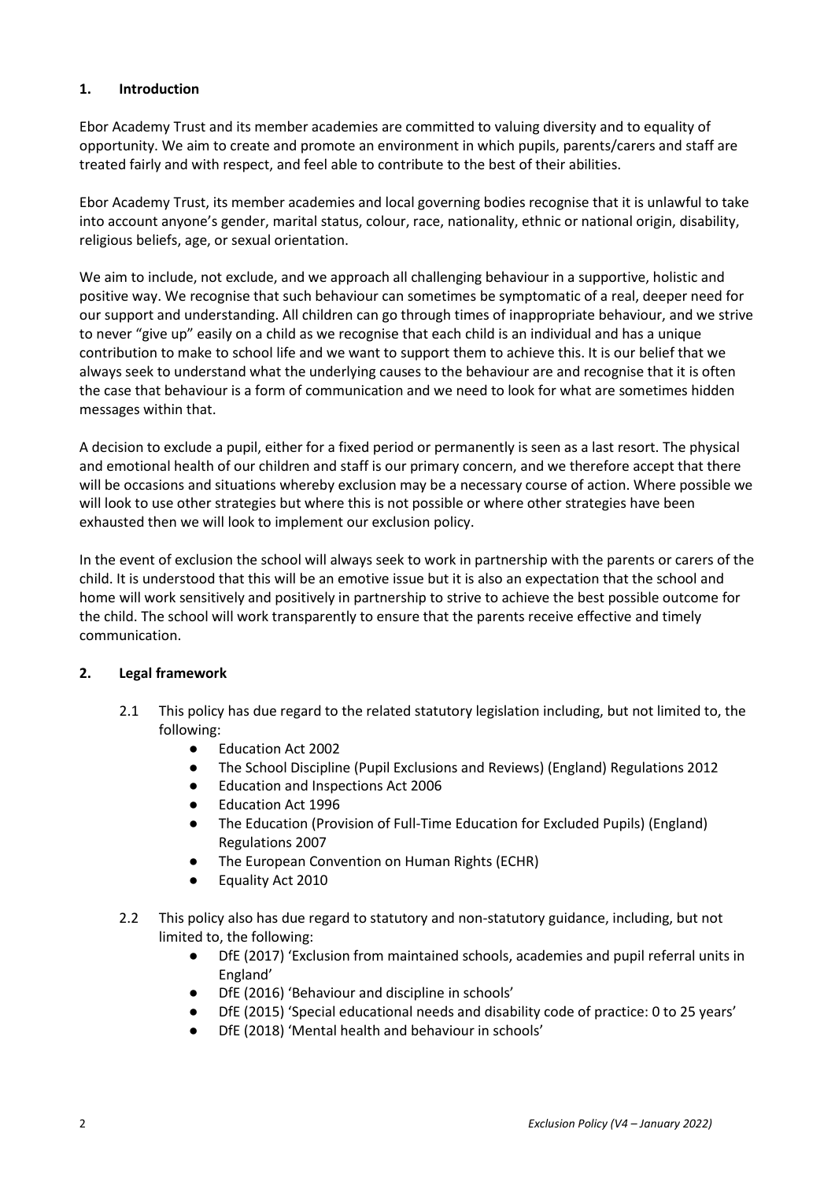## 1. Introduction

Ebor Academy Trust and its member academies are committed to valuing diversity and to equality of opportunity. We aim to create and promote an environment in which pupils, parents/carers and staff are treated fairly and with respect, and feel able to contribute to the best of their abilities.

Ebor Academy Trust, its member academies and local governing bodies recognise that it is unlawful to take into account anyone's gender, marital status, colour, race, nationality, ethnic or national origin, disability, religious beliefs, age, or sexual orientation.

We aim to include, not exclude, and we approach all challenging behaviour in a supportive, holistic and positive way. We recognise that such behaviour can sometimes be symptomatic of a real, deeper need for our support and understanding. All children can go through times of inappropriate behaviour, and we strive to never "give up" easily on a child as we recognise that each child is an individual and has a unique contribution to make to school life and we want to support them to achieve this. It is our belief that we always seek to understand what the underlying causes to the behaviour are and recognise that it is often the case that behaviour is a form of communication and we need to look for what are sometimes hidden messages within that.

A decision to exclude a pupil, either for a fixed period or permanently is seen as a last resort. The physical and emotional health of our children and staff is our primary concern, and we therefore accept that there will be occasions and situations whereby exclusion may be a necessary course of action. Where possible we will look to use other strategies but where this is not possible or where other strategies have been exhausted then we will look to implement our exclusion policy.

In the event of exclusion the school will always seek to work in partnership with the parents or carers of the child. It is understood that this will be an emotive issue but it is also an expectation that the school and home will work sensitively and positively in partnership to strive to achieve the best possible outcome for the child. The school will work transparently to ensure that the parents receive effective and timely communication.

## 2. Legal framework

2.1 This policy has due regard to the related statutory legislation including, but not limited to, the following:

- Education Act 2002
- The School Discipline (Pupil Exclusions and Reviews) (England) Regulations 2012
- Education and Inspections Act 2006
- Education Act 1996
- The Education (Provision of Full-Time Education for Excluded Pupils) (England) Regulations 2007
- The European Convention on Human Rights (ECHR)
- Equality Act 2010

2.2 This policy also has due regard to statutory and non-statutory guidance, including, but not limited to, the following:

- DfE (2017) 'Exclusion from maintained schools, academies and pupil referral units in England'
- DfE (2016) 'Behaviour and discipline in schools'
- DfE (2015) 'Special educational needs and disability code of practice: 0 to 25 years'
- DfE (2018) 'Mental health and behaviour in schools'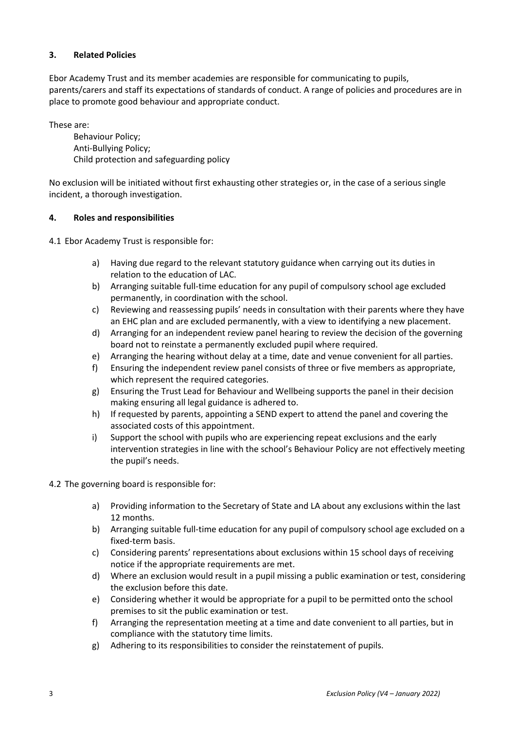## 3. Related Policies

Ebor Academy Trust and its member academies are responsible for communicating to pupils, parents/carers and staff its expectations of standards of conduct. A range of policies and procedures are in place to promote good behaviour and appropriate conduct.

These are:

Behaviour Policy;
Anti-Bullying Policy;
Child protection and safeguarding policy

No exclusion will be initiated without first exhausting other strategies or, in the case of a serious single incident, a thorough investigation.

## 4. Roles and responsibilities

4.1 Ebor Academy Trust is responsible for:

a) Having due regard to the relevant statutory guidance when carrying out its duties in relation to the education of LAC.
b) Arranging suitable full-time education for any pupil of compulsory school age excluded permanently, in coordination with the school.
c) Reviewing and reassessing pupils' needs in consultation with their parents where they have an EHC plan and are excluded permanently, with a view to identifying a new placement.
d) Arranging for an independent review panel hearing to review the decision of the governing board not to reinstate a permanently excluded pupil where required.
e) Arranging the hearing without delay at a time, date and venue convenient for all parties.
f) Ensuring the independent review panel consists of three or five members as appropriate, which represent the required categories.
g) Ensuring the Trust Lead for Behaviour and Wellbeing supports the panel in their decision making ensuring all legal guidance is adhered to.
h) If requested by parents, appointing a SEND expert to attend the panel and covering the associated costs of this appointment.
i) Support the school with pupils who are experiencing repeat exclusions and the early intervention strategies in line with the school's Behaviour Policy are not effectively meeting the pupil's needs.

4.2 The governing board is responsible for:

a) Providing information to the Secretary of State and LA about any exclusions within the last 12 months.
b) Arranging suitable full-time education for any pupil of compulsory school age excluded on a fixed-term basis.
c) Considering parents' representations about exclusions within 15 school days of receiving notice if the appropriate requirements are met.
d) Where an exclusion would result in a pupil missing a public examination or test, considering the exclusion before this date.
e) Considering whether it would be appropriate for a pupil to be permitted onto the school premises to sit the public examination or test.
f) Arranging the representation meeting at a time and date convenient to all parties, but in compliance with the statutory time limits.
g) Adhering to its responsibilities to consider the reinstatement of pupils.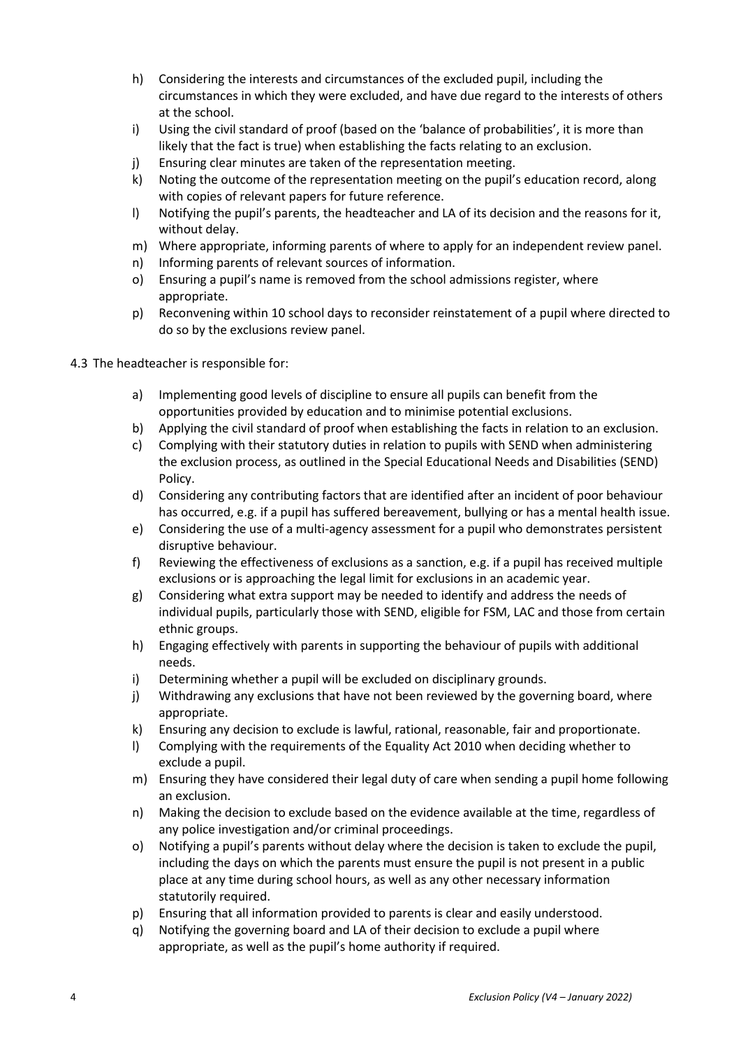h) Considering the interests and circumstances of the excluded pupil, including the circumstances in which they were excluded, and have due regard to the interests of others at the school.
i) Using the civil standard of proof (based on the 'balance of probabilities', it is more than likely that the fact is true) when establishing the facts relating to an exclusion.
j) Ensuring clear minutes are taken of the representation meeting.
k) Noting the outcome of the representation meeting on the pupil's education record, along with copies of relevant papers for future reference.
l) Notifying the pupil's parents, the headteacher and LA of its decision and the reasons for it, without delay.
m) Where appropriate, informing parents of where to apply for an independent review panel.
n) Informing parents of relevant sources of information.
o) Ensuring a pupil's name is removed from the school admissions register, where appropriate.
p) Reconvening within 10 school days to reconsider reinstatement of a pupil where directed to do so by the exclusions review panel.

4.3 The headteacher is responsible for:

a) Implementing good levels of discipline to ensure all pupils can benefit from the opportunities provided by education and to minimise potential exclusions.
b) Applying the civil standard of proof when establishing the facts in relation to an exclusion.
c) Complying with their statutory duties in relation to pupils with SEND when administering the exclusion process, as outlined in the Special Educational Needs and Disabilities (SEND) Policy.
d) Considering any contributing factors that are identified after an incident of poor behaviour has occurred, e.g. if a pupil has suffered bereavement, bullying or has a mental health issue.
e) Considering the use of a multi-agency assessment for a pupil who demonstrates persistent disruptive behaviour.
f) Reviewing the effectiveness of exclusions as a sanction, e.g. if a pupil has received multiple exclusions or is approaching the legal limit for exclusions in an academic year.
g) Considering what extra support may be needed to identify and address the needs of individual pupils, particularly those with SEND, eligible for FSM, LAC and those from certain ethnic groups.
h) Engaging effectively with parents in supporting the behaviour of pupils with additional needs.
i) Determining whether a pupil will be excluded on disciplinary grounds.
j) Withdrawing any exclusions that have not been reviewed by the governing board, where appropriate.
k) Ensuring any decision to exclude is lawful, rational, reasonable, fair and proportionate.
l) Complying with the requirements of the Equality Act 2010 when deciding whether to exclude a pupil.
m) Ensuring they have considered their legal duty of care when sending a pupil home following an exclusion.
n) Making the decision to exclude based on the evidence available at the time, regardless of any police investigation and/or criminal proceedings.
o) Notifying a pupil's parents without delay where the decision is taken to exclude the pupil, including the days on which the parents must ensure the pupil is not present in a public place at any time during school hours, as well as any other necessary information statutorily required.
p) Ensuring that all information provided to parents is clear and easily understood.
q) Notifying the governing board and LA of their decision to exclude a pupil where appropriate, as well as the pupil's home authority if required.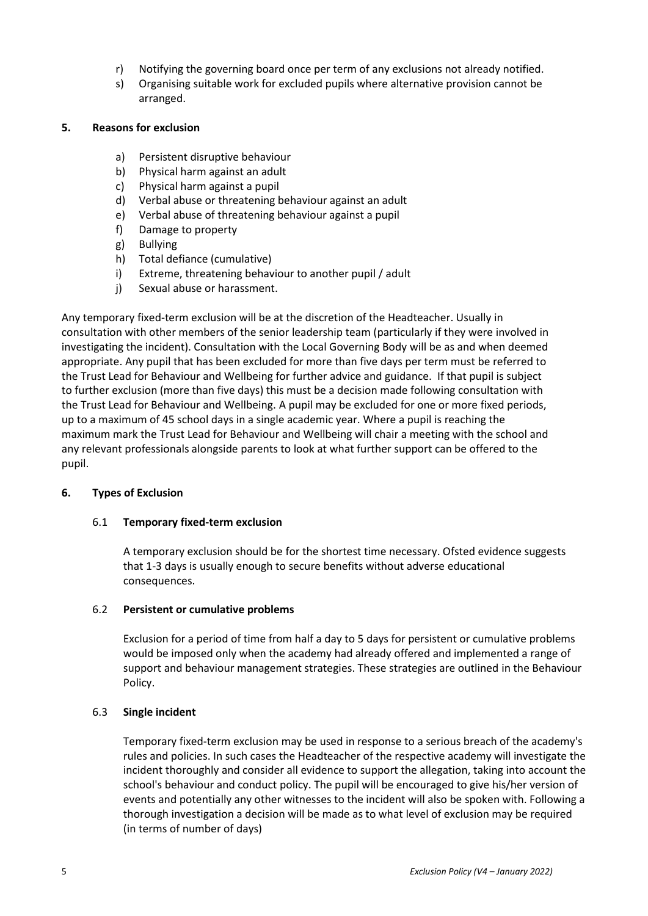r) Notifying the governing board once per term of any exclusions not already notified.
s) Organising suitable work for excluded pupils where alternative provision cannot be arranged.

## 5. Reasons for exclusion

a) Persistent disruptive behaviour
b) Physical harm against an adult
c) Physical harm against a pupil
d) Verbal abuse or threatening behaviour against an adult
e) Verbal abuse of threatening behaviour against a pupil
f) Damage to property
g) Bullying
h) Total defiance (cumulative)
i) Extreme, threatening behaviour to another pupil / adult
j) Sexual abuse or harassment.

Any temporary fixed-term exclusion will be at the discretion of the Headteacher. Usually in consultation with other members of the senior leadership team (particularly if they were involved in investigating the incident). Consultation with the Local Governing Body will be as and when deemed appropriate. Any pupil that has been excluded for more than five days per term must be referred to the Trust Lead for Behaviour and Wellbeing for further advice and guidance. If that pupil is subject to further exclusion (more than five days) this must be a decision made following consultation with the Trust Lead for Behaviour and Wellbeing. A pupil may be excluded for one or more fixed periods, up to a maximum of 45 school days in a single academic year. Where a pupil is reaching the maximum mark the Trust Lead for Behaviour and Wellbeing will chair a meeting with the school and any relevant professionals alongside parents to look at what further support can be offered to the pupil.

## 6. Types of Exclusion

### 6.1 Temporary fixed-term exclusion

A temporary exclusion should be for the shortest time necessary. Ofsted evidence suggests that 1-3 days is usually enough to secure benefits without adverse educational consequences.

### 6.2 Persistent or cumulative problems

Exclusion for a period of time from half a day to 5 days for persistent or cumulative problems would be imposed only when the academy had already offered and implemented a range of support and behaviour management strategies. These strategies are outlined in the Behaviour Policy.

### 6.3 Single incident

Temporary fixed-term exclusion may be used in response to a serious breach of the academy's rules and policies. In such cases the Headteacher of the respective academy will investigate the incident thoroughly and consider all evidence to support the allegation, taking into account the school's behaviour and conduct policy. The pupil will be encouraged to give his/her version of events and potentially any other witnesses to the incident will also be spoken with. Following a thorough investigation a decision will be made as to what level of exclusion may be required (in terms of number of days)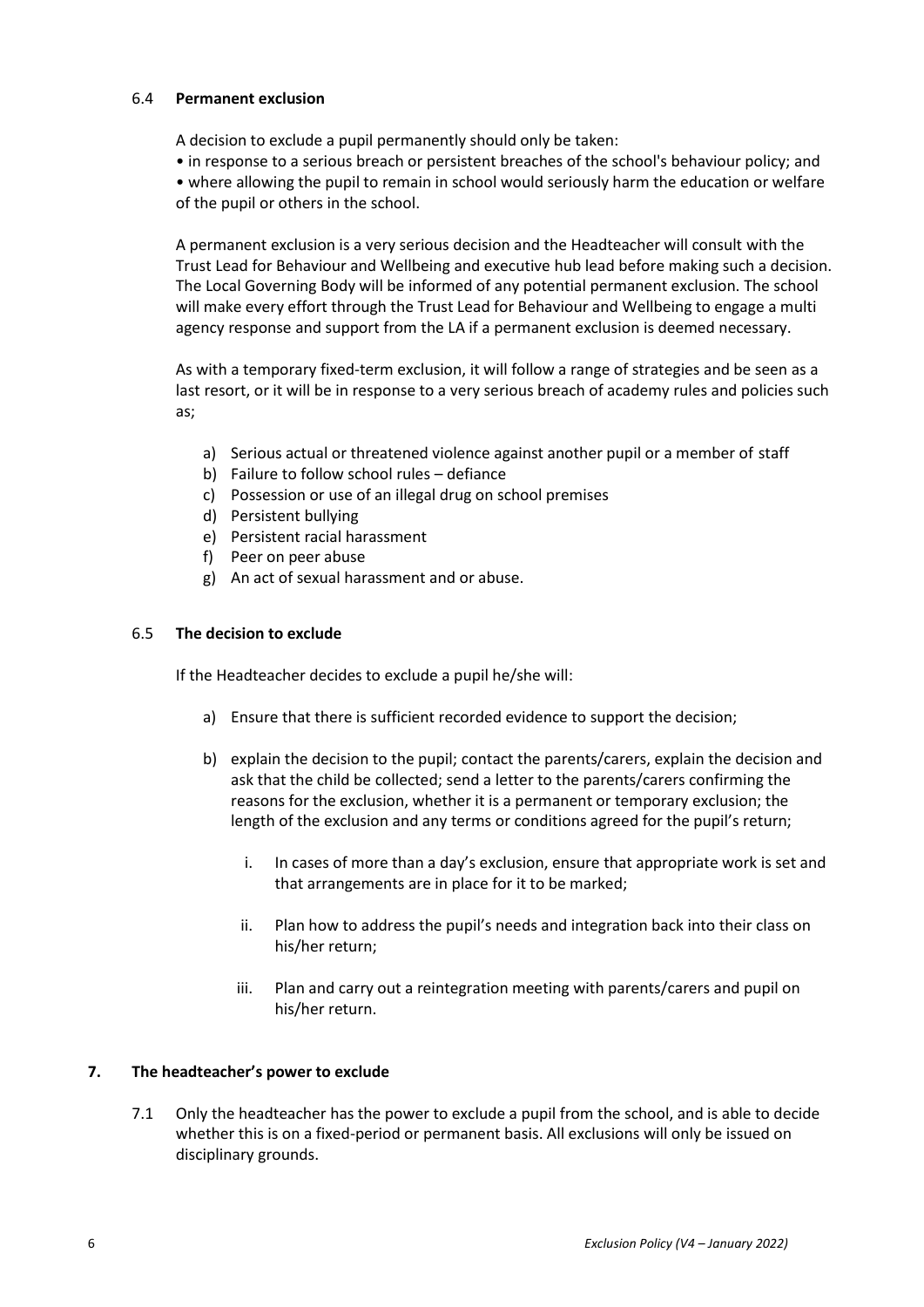### 6.4 **Permanent exclusion**

A decision to exclude a pupil permanently should only be taken:

- in response to a serious breach or persistent breaches of the school's behaviour policy; and
- where allowing the pupil to remain in school would seriously harm the education or welfare of the pupil or others in the school.

A permanent exclusion is a very serious decision and the Headteacher will consult with the Trust Lead for Behaviour and Wellbeing and executive hub lead before making such a decision. The Local Governing Body will be informed of any potential permanent exclusion. The school will make every effort through the Trust Lead for Behaviour and Wellbeing to engage a multi agency response and support from the LA if a permanent exclusion is deemed necessary.

As with a temporary fixed-term exclusion, it will follow a range of strategies and be seen as a last resort, or it will be in response to a very serious breach of academy rules and policies such as;

a) Serious actual or threatened violence against another pupil or a member of staff
b) Failure to follow school rules – defiance
c) Possession or use of an illegal drug on school premises
d) Persistent bullying
e) Persistent racial harassment
f) Peer on peer abuse
g) An act of sexual harassment and or abuse.

### 6.5 **The decision to exclude**

If the Headteacher decides to exclude a pupil he/she will:

a) Ensure that there is sufficient recorded evidence to support the decision;

b) explain the decision to the pupil; contact the parents/carers, explain the decision and ask that the child be collected; send a letter to the parents/carers confirming the reasons for the exclusion, whether it is a permanent or temporary exclusion; the length of the exclusion and any terms or conditions agreed for the pupil's return;

   i. In cases of more than a day's exclusion, ensure that appropriate work is set and that arrangements are in place for it to be marked;

   ii. Plan how to address the pupil's needs and integration back into their class on his/her return;

   iii. Plan and carry out a reintegration meeting with parents/carers and pupil on his/her return.

## 7. **The headteacher's power to exclude**

7.1 Only the headteacher has the power to exclude a pupil from the school, and is able to decide whether this is on a fixed-period or permanent basis. All exclusions will only be issued on disciplinary grounds.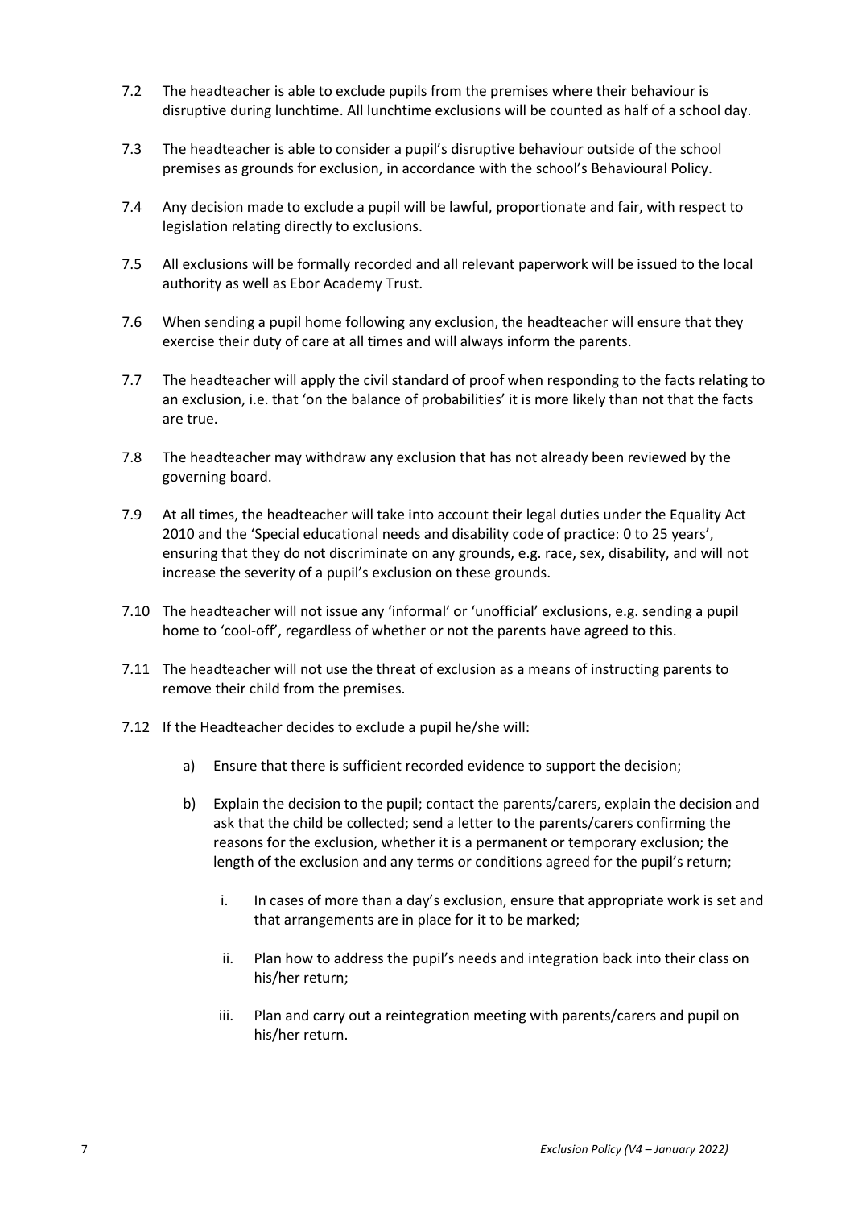7.2 The headteacher is able to exclude pupils from the premises where their behaviour is disruptive during lunchtime. All lunchtime exclusions will be counted as half of a school day.

7.3 The headteacher is able to consider a pupil's disruptive behaviour outside of the school premises as grounds for exclusion, in accordance with the school's Behavioural Policy.

7.4 Any decision made to exclude a pupil will be lawful, proportionate and fair, with respect to legislation relating directly to exclusions.

7.5 All exclusions will be formally recorded and all relevant paperwork will be issued to the local authority as well as Ebor Academy Trust.

7.6 When sending a pupil home following any exclusion, the headteacher will ensure that they exercise their duty of care at all times and will always inform the parents.

7.7 The headteacher will apply the civil standard of proof when responding to the facts relating to an exclusion, i.e. that 'on the balance of probabilities' it is more likely than not that the facts are true.

7.8 The headteacher may withdraw any exclusion that has not already been reviewed by the governing board.

7.9 At all times, the headteacher will take into account their legal duties under the Equality Act 2010 and the 'Special educational needs and disability code of practice: 0 to 25 years', ensuring that they do not discriminate on any grounds, e.g. race, sex, disability, and will not increase the severity of a pupil's exclusion on these grounds.

7.10 The headteacher will not issue any 'informal' or 'unofficial' exclusions, e.g. sending a pupil home to 'cool-off', regardless of whether or not the parents have agreed to this.

7.11 The headteacher will not use the threat of exclusion as a means of instructing parents to remove their child from the premises.

7.12 If the Headteacher decides to exclude a pupil he/she will:

a) Ensure that there is sufficient recorded evidence to support the decision;

b) Explain the decision to the pupil; contact the parents/carers, explain the decision and ask that the child be collected; send a letter to the parents/carers confirming the reasons for the exclusion, whether it is a permanent or temporary exclusion; the length of the exclusion and any terms or conditions agreed for the pupil's return;

   i. In cases of more than a day's exclusion, ensure that appropriate work is set and that arrangements are in place for it to be marked;

   ii. Plan how to address the pupil's needs and integration back into their class on his/her return;

   iii. Plan and carry out a reintegration meeting with parents/carers and pupil on his/her return.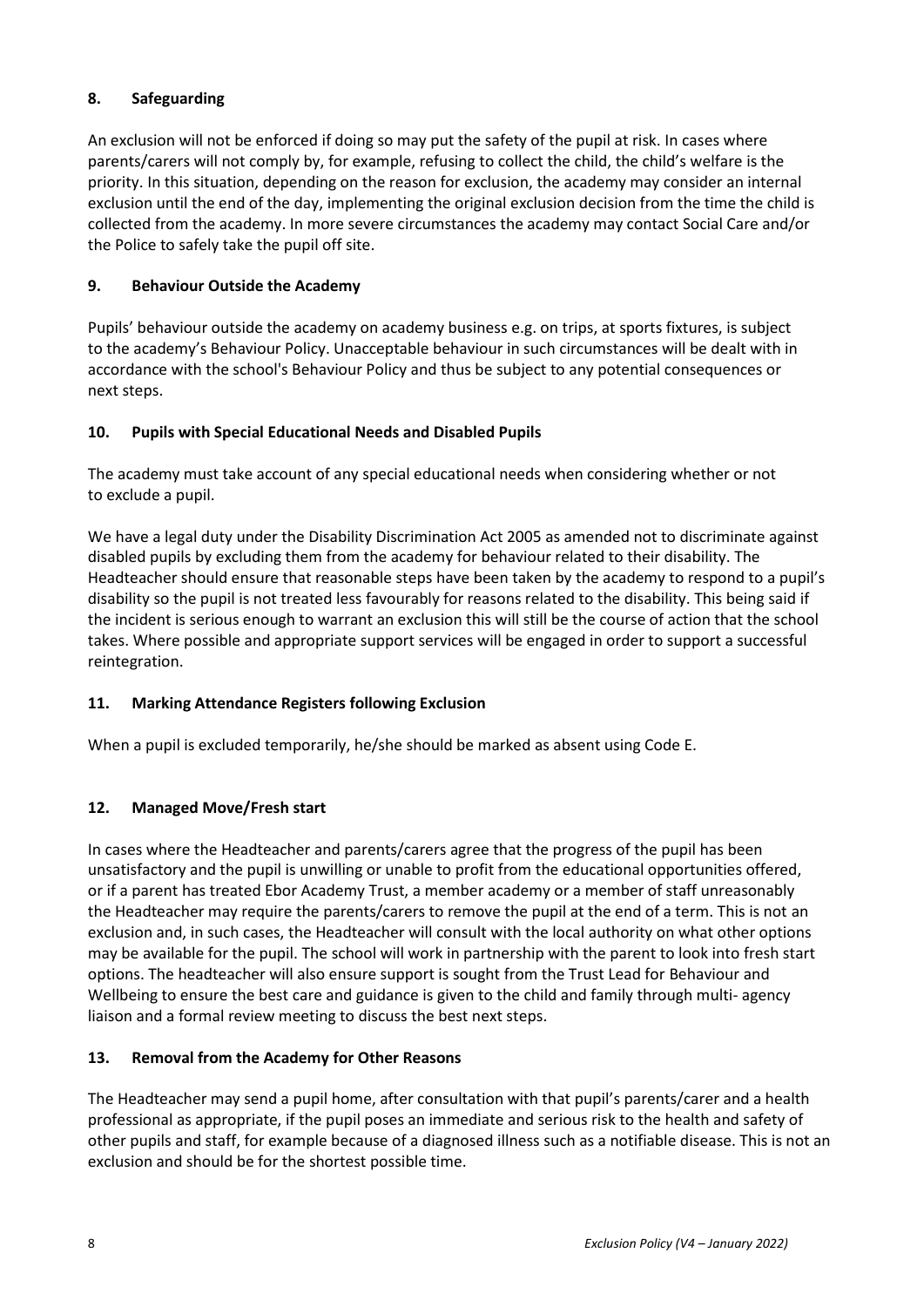## 8. Safeguarding

An exclusion will not be enforced if doing so may put the safety of the pupil at risk. In cases where parents/carers will not comply by, for example, refusing to collect the child, the child's welfare is the priority. In this situation, depending on the reason for exclusion, the academy may consider an internal exclusion until the end of the day, implementing the original exclusion decision from the time the child is collected from the academy. In more severe circumstances the academy may contact Social Care and/or the Police to safely take the pupil off site.

## 9. Behaviour Outside the Academy

Pupils' behaviour outside the academy on academy business e.g. on trips, at sports fixtures, is subject to the academy's Behaviour Policy. Unacceptable behaviour in such circumstances will be dealt with in accordance with the school's Behaviour Policy and thus be subject to any potential consequences or next steps.

## 10. Pupils with Special Educational Needs and Disabled Pupils

The academy must take account of any special educational needs when considering whether or not to exclude a pupil.

We have a legal duty under the Disability Discrimination Act 2005 as amended not to discriminate against disabled pupils by excluding them from the academy for behaviour related to their disability. The Headteacher should ensure that reasonable steps have been taken by the academy to respond to a pupil's disability so the pupil is not treated less favourably for reasons related to the disability. This being said if the incident is serious enough to warrant an exclusion this will still be the course of action that the school takes. Where possible and appropriate support services will be engaged in order to support a successful reintegration.

## 11. Marking Attendance Registers following Exclusion

When a pupil is excluded temporarily, he/she should be marked as absent using Code E.

## 12. Managed Move/Fresh start

In cases where the Headteacher and parents/carers agree that the progress of the pupil has been unsatisfactory and the pupil is unwilling or unable to profit from the educational opportunities offered, or if a parent has treated Ebor Academy Trust, a member academy or a member of staff unreasonably the Headteacher may require the parents/carers to remove the pupil at the end of a term. This is not an exclusion and, in such cases, the Headteacher will consult with the local authority on what other options may be available for the pupil. The school will work in partnership with the parent to look into fresh start options. The headteacher will also ensure support is sought from the Trust Lead for Behaviour and Wellbeing to ensure the best care and guidance is given to the child and family through multi- agency liaison and a formal review meeting to discuss the best next steps.

## 13. Removal from the Academy for Other Reasons

The Headteacher may send a pupil home, after consultation with that pupil's parents/carer and a health professional as appropriate, if the pupil poses an immediate and serious risk to the health and safety of other pupils and staff, for example because of a diagnosed illness such as a notifiable disease. This is not an exclusion and should be for the shortest possible time.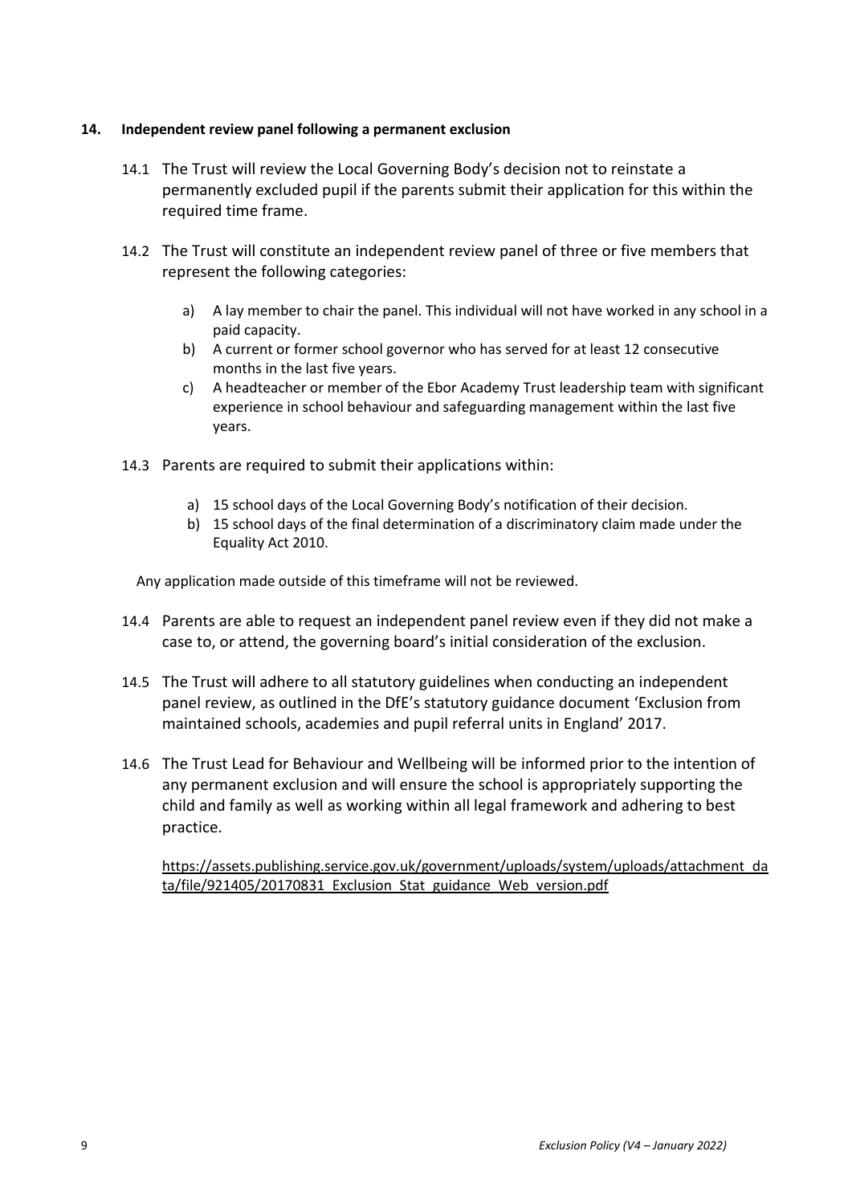## 14. Independent review panel following a permanent exclusion

14.1 The Trust will review the Local Governing Body's decision not to reinstate a permanently excluded pupil if the parents submit their application for this within the required time frame.

14.2 The Trust will constitute an independent review panel of three or five members that represent the following categories:

a) A lay member to chair the panel. This individual will not have worked in any school in a paid capacity.
b) A current or former school governor who has served for at least 12 consecutive months in the last five years.
c) A headteacher or member of the Ebor Academy Trust leadership team with significant experience in school behaviour and safeguarding management within the last five years.

14.3 Parents are required to submit their applications within:

a) 15 school days of the Local Governing Body's notification of their decision.
b) 15 school days of the final determination of a discriminatory claim made under the Equality Act 2010.

Any application made outside of this timeframe will not be reviewed.

14.4 Parents are able to request an independent panel review even if they did not make a case to, or attend, the governing board's initial consideration of the exclusion.

14.5 The Trust will adhere to all statutory guidelines when conducting an independent panel review, as outlined in the DfE's statutory guidance document 'Exclusion from maintained schools, academies and pupil referral units in England' 2017.

14.6 The Trust Lead for Behaviour and Wellbeing will be informed prior to the intention of any permanent exclusion and will ensure the school is appropriately supporting the child and family as well as working within all legal framework and adhering to best practice.

https://assets.publishing.service.gov.uk/government/uploads/system/uploads/attachment_data/file/921405/20170831_Exclusion_Stat_guidance_Web_version.pdf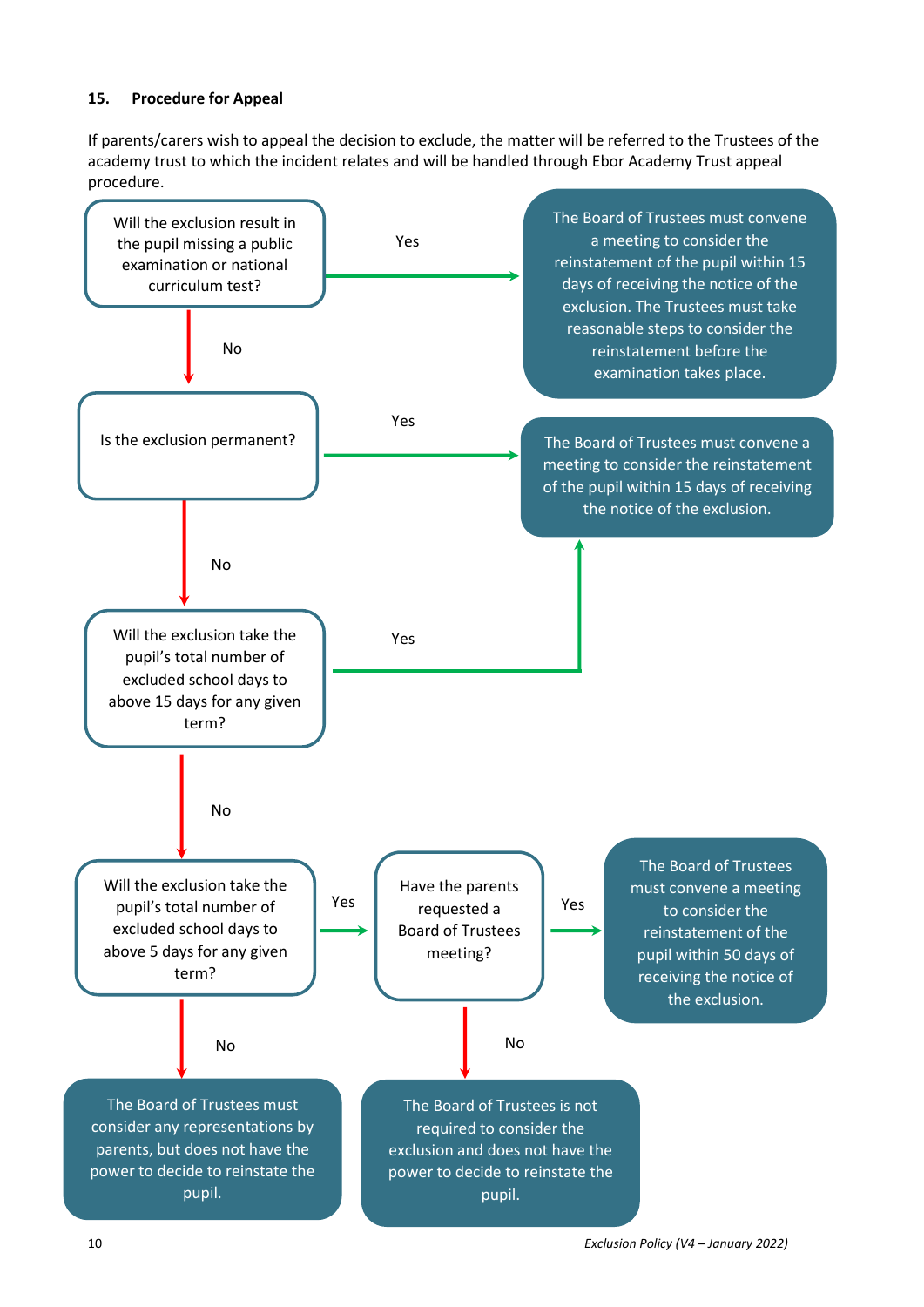## 15. Procedure for Appeal

If parents/carers wish to appeal the decision to exclude, the matter will be referred to the Trustees of the academy trust to which the incident relates and will be handled through Ebor Academy Trust appeal procedure.

Will the exclusion result in the pupil missing a public examination or national curriculum test?

Yes

The Board of Trustees must convene a meeting to consider the reinstatement of the pupil within 15 days of receiving the notice of the exclusion. The Trustees must take reasonable steps to consider the reinstatement before the examination takes place.

No

Is the exclusion permanent?

Yes

The Board of Trustees must convene a meeting to consider the reinstatement of the pupil within 15 days of receiving the notice of the exclusion.

No

Will the exclusion take the pupil's total number of excluded school days to above 15 days for any given term?

Yes

No

Will the exclusion take the pupil's total number of excluded school days to above 5 days for any given term?

Yes

Have the parents requested a Board of Trustees meeting?

Yes

The Board of Trustees must convene a meeting to consider the reinstatement of the pupil within 50 days of receiving the notice of the exclusion.

No

The Board of Trustees must consider any representations by parents, but does not have the power to decide to reinstate the pupil.

No

The Board of Trustees is not required to consider the exclusion and does not have the power to decide to reinstate the pupil.